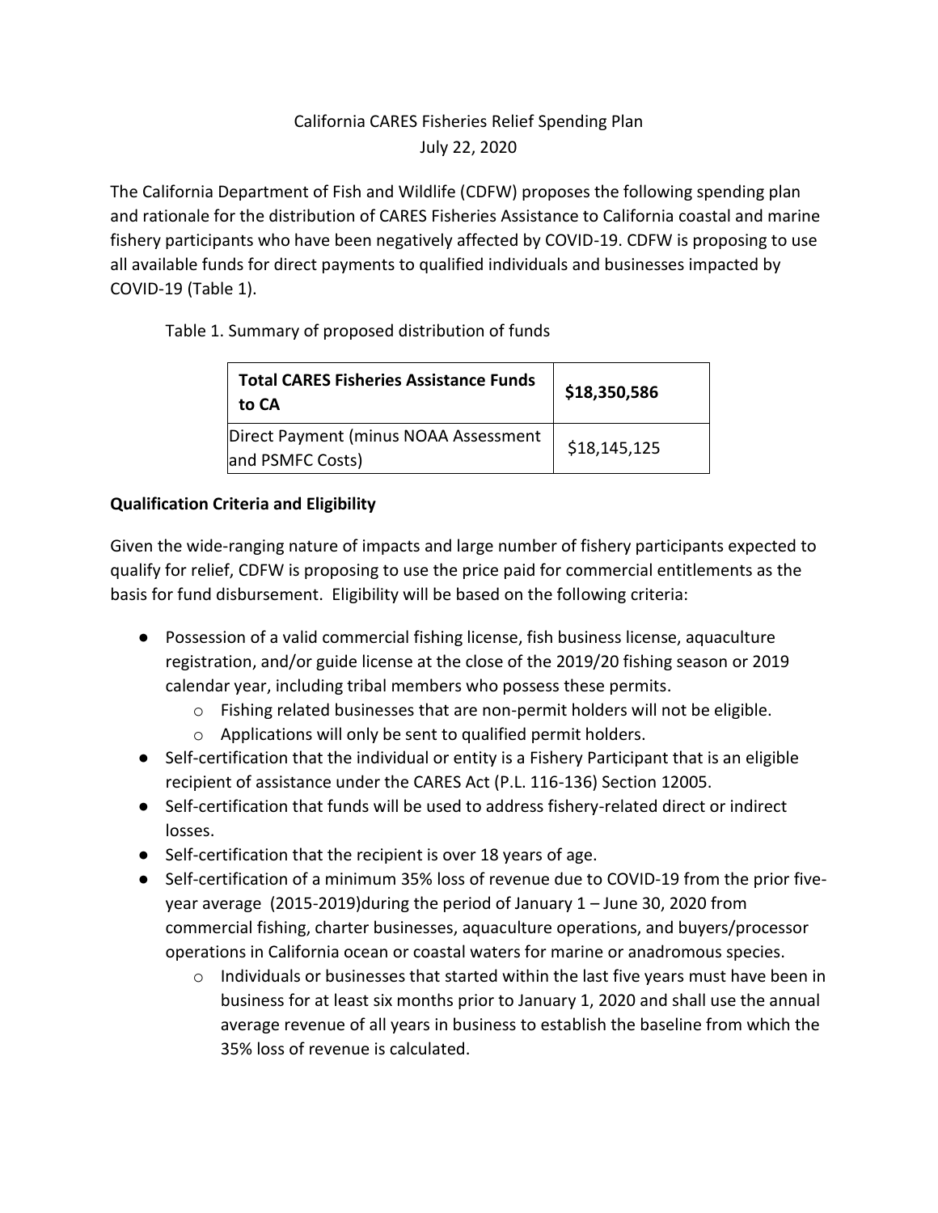# California CARES Fisheries Relief Spending Plan

July 22, 2020

The California Department of Fish and Wildlife (CDFW) proposes the following spending plan and rationale for the distribution of CARES Fisheries Assistance to California coastal and marine fishery participants who have been negatively affected by COVID-19. CDFW is proposing to use all available funds for direct payments to qualified individuals and businesses impacted by COVID-19 (Table 1).

Table 1. Summary of proposed distribution of funds

| **Total CARES Fisheries Assistance Funds to CA** | **$18,350,586** |
|---|---|
| Direct Payment (minus NOAA Assessment and PSMFC Costs) | $18,145,125 |

**Qualification Criteria and Eligibility**

Given the wide-ranging nature of impacts and large number of fishery participants expected to qualify for relief, CDFW is proposing to use the price paid for commercial entitlements as the basis for fund disbursement. Eligibility will be based on the following criteria:

- Possession of a valid commercial fishing license, fish business license, aquaculture registration, and/or guide license at the close of the 2019/20 fishing season or 2019 calendar year, including tribal members who possess these permits.
  - Fishing related businesses that are non-permit holders will not be eligible.
  - Applications will only be sent to qualified permit holders.
- Self-certification that the individual or entity is a Fishery Participant that is an eligible recipient of assistance under the CARES Act (P.L. 116-136) Section 12005.
- Self-certification that funds will be used to address fishery-related direct or indirect losses.
- Self-certification that the recipient is over 18 years of age.
- Self-certification of a minimum 35% loss of revenue due to COVID-19 from the prior five-year average (2015-2019)during the period of January 1 – June 30, 2020 from commercial fishing, charter businesses, aquaculture operations, and buyers/processor operations in California ocean or coastal waters for marine or anadromous species.
  - Individuals or businesses that started within the last five years must have been in business for at least six months prior to January 1, 2020 and shall use the annual average revenue of all years in business to establish the baseline from which the 35% loss of revenue is calculated.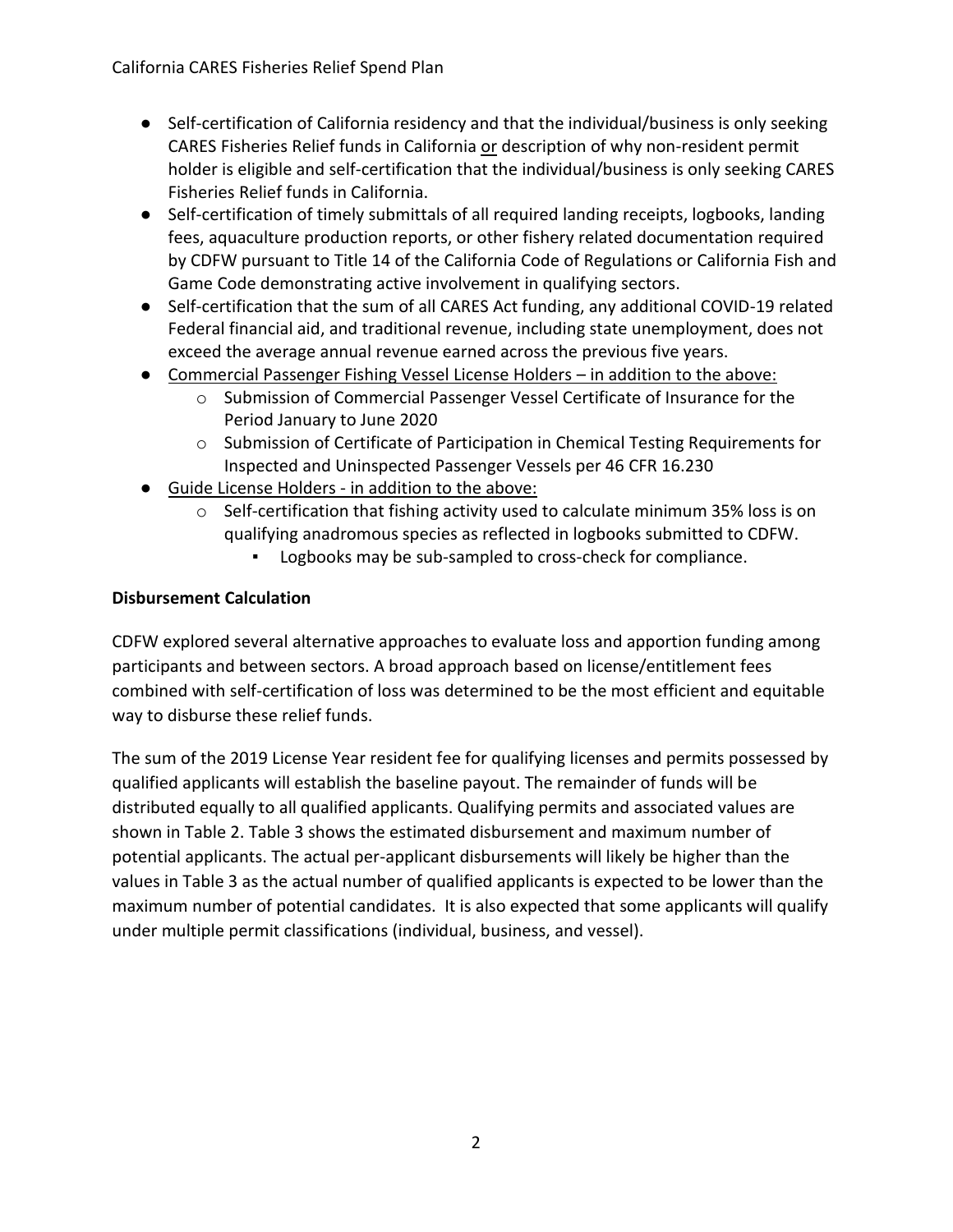- Self-certification of California residency and that the individual/business is only seeking CARES Fisheries Relief funds in California or description of why non-resident permit holder is eligible and self-certification that the individual/business is only seeking CARES Fisheries Relief funds in California.
- Self-certification of timely submittals of all required landing receipts, logbooks, landing fees, aquaculture production reports, or other fishery related documentation required by CDFW pursuant to Title 14 of the California Code of Regulations or California Fish and Game Code demonstrating active involvement in qualifying sectors.
- Self-certification that the sum of all CARES Act funding, any additional COVID-19 related Federal financial aid, and traditional revenue, including state unemployment, does not exceed the average annual revenue earned across the previous five years.
- Commercial Passenger Fishing Vessel License Holders – in addition to the above:
  - Submission of Commercial Passenger Vessel Certificate of Insurance for the Period January to June 2020
  - Submission of Certificate of Participation in Chemical Testing Requirements for Inspected and Uninspected Passenger Vessels per 46 CFR 16.230
- Guide License Holders - in addition to the above:
  - Self-certification that fishing activity used to calculate minimum 35% loss is on qualifying anadromous species as reflected in logbooks submitted to CDFW.
    - Logbooks may be sub-sampled to cross-check for compliance.

**Disbursement Calculation**

CDFW explored several alternative approaches to evaluate loss and apportion funding among participants and between sectors. A broad approach based on license/entitlement fees combined with self-certification of loss was determined to be the most efficient and equitable way to disburse these relief funds.

The sum of the 2019 License Year resident fee for qualifying licenses and permits possessed by qualified applicants will establish the baseline payout. The remainder of funds will be distributed equally to all qualified applicants. Qualifying permits and associated values are shown in Table 2. Table 3 shows the estimated disbursement and maximum number of potential applicants. The actual per-applicant disbursements will likely be higher than the values in Table 3 as the actual number of qualified applicants is expected to be lower than the maximum number of potential candidates. It is also expected that some applicants will qualify under multiple permit classifications (individual, business, and vessel).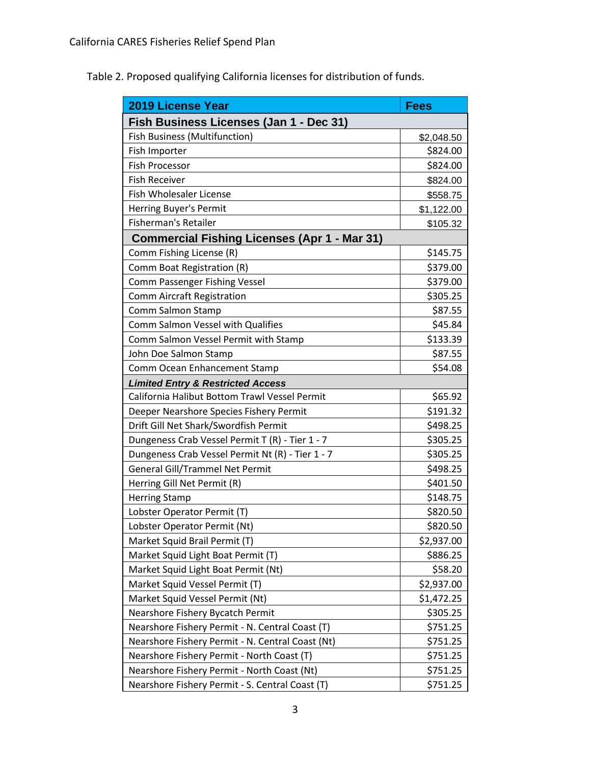Table 2. Proposed qualifying California licenses for distribution of funds.

| 2019 License Year | Fees |
|---|---|
| **Fish Business Licenses (Jan 1 - Dec 31)** | |
| Fish Business (Multifunction) | $2,048.50 |
| Fish Importer | $824.00 |
| Fish Processor | $824.00 |
| Fish Receiver | $824.00 |
| Fish Wholesaler License | $558.75 |
| Herring Buyer's Permit | $1,122.00 |
| Fisherman's Retailer | $105.32 |
| **Commercial Fishing Licenses (Apr 1 - Mar 31)** | |
| Comm Fishing License (R) | $145.75 |
| Comm Boat Registration (R) | $379.00 |
| Comm Passenger Fishing Vessel | $379.00 |
| Comm Aircraft Registration | $305.25 |
| Comm Salmon Stamp | $87.55 |
| Comm Salmon Vessel with Qualifies | $45.84 |
| Comm Salmon Vessel Permit with Stamp | $133.39 |
| John Doe Salmon Stamp | $87.55 |
| Comm Ocean Enhancement Stamp | $54.08 |
| ***Limited Entry & Restricted Access*** | |
| California Halibut Bottom Trawl Vessel Permit | $65.92 |
| Deeper Nearshore Species Fishery Permit | $191.32 |
| Drift Gill Net Shark/Swordfish Permit | $498.25 |
| Dungeness Crab Vessel Permit T (R) - Tier 1 - 7 | $305.25 |
| Dungeness Crab Vessel Permit Nt (R) - Tier 1 - 7 | $305.25 |
| General Gill/Trammel Net Permit | $498.25 |
| Herring Gill Net Permit (R) | $401.50 |
| Herring Stamp | $148.75 |
| Lobster Operator Permit (T) | $820.50 |
| Lobster Operator Permit (Nt) | $820.50 |
| Market Squid Brail Permit (T) | $2,937.00 |
| Market Squid Light Boat Permit (T) | $886.25 |
| Market Squid Light Boat Permit (Nt) | $58.20 |
| Market Squid Vessel Permit (T) | $2,937.00 |
| Market Squid Vessel Permit (Nt) | $1,472.25 |
| Nearshore Fishery Bycatch Permit | $305.25 |
| Nearshore Fishery Permit - N. Central Coast (T) | $751.25 |
| Nearshore Fishery Permit - N. Central Coast (Nt) | $751.25 |
| Nearshore Fishery Permit - North Coast (T) | $751.25 |
| Nearshore Fishery Permit - North Coast (Nt) | $751.25 |
| Nearshore Fishery Permit - S. Central Coast (T) | $751.25 |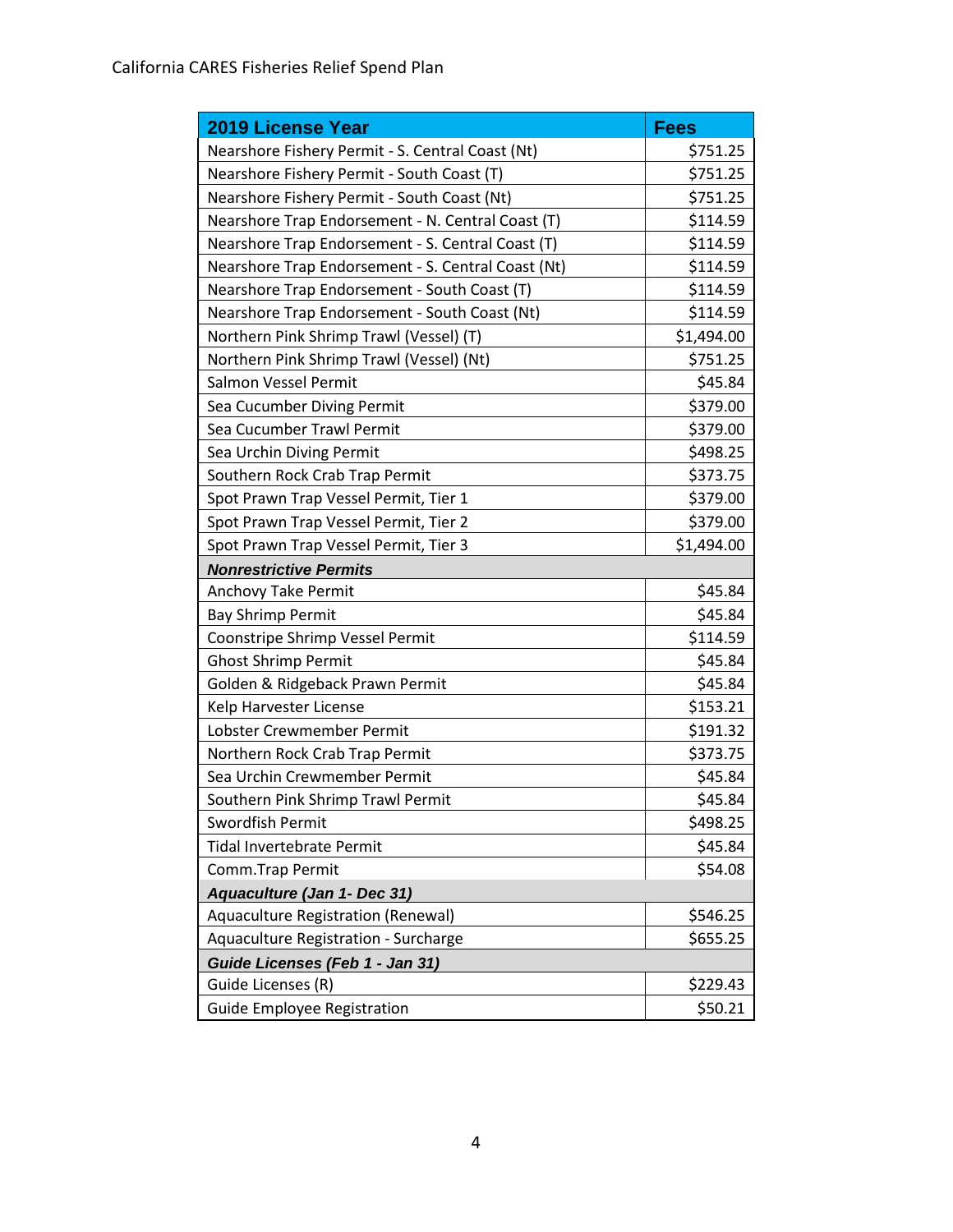| 2019 License Year | Fees |
|---|---|
| Nearshore Fishery Permit - S. Central Coast (Nt) | $751.25 |
| Nearshore Fishery Permit - South Coast (T) | $751.25 |
| Nearshore Fishery Permit - South Coast (Nt) | $751.25 |
| Nearshore Trap Endorsement - N. Central Coast (T) | $114.59 |
| Nearshore Trap Endorsement - S. Central Coast (T) | $114.59 |
| Nearshore Trap Endorsement - S. Central Coast (Nt) | $114.59 |
| Nearshore Trap Endorsement - South Coast (T) | $114.59 |
| Nearshore Trap Endorsement - South Coast (Nt) | $114.59 |
| Northern Pink Shrimp Trawl (Vessel) (T) | $1,494.00 |
| Northern Pink Shrimp Trawl (Vessel) (Nt) | $751.25 |
| Salmon Vessel Permit | $45.84 |
| Sea Cucumber Diving Permit | $379.00 |
| Sea Cucumber Trawl Permit | $379.00 |
| Sea Urchin Diving Permit | $498.25 |
| Southern Rock Crab Trap Permit | $373.75 |
| Spot Prawn Trap Vessel Permit, Tier 1 | $379.00 |
| Spot Prawn Trap Vessel Permit, Tier 2 | $379.00 |
| Spot Prawn Trap Vessel Permit, Tier 3 | $1,494.00 |
| ***Nonrestrictive Permits*** | |
| Anchovy Take Permit | $45.84 |
| Bay Shrimp Permit | $45.84 |
| Coonstripe Shrimp Vessel Permit | $114.59 |
| Ghost Shrimp Permit | $45.84 |
| Golden & Ridgeback Prawn Permit | $45.84 |
| Kelp Harvester License | $153.21 |
| Lobster Crewmember Permit | $191.32 |
| Northern Rock Crab Trap Permit | $373.75 |
| Sea Urchin Crewmember Permit | $45.84 |
| Southern Pink Shrimp Trawl Permit | $45.84 |
| Swordfish Permit | $498.25 |
| Tidal Invertebrate Permit | $45.84 |
| Comm.Trap Permit | $54.08 |
| ***Aquaculture (Jan 1- Dec 31)*** | |
| Aquaculture Registration (Renewal) | $546.25 |
| Aquaculture Registration - Surcharge | $655.25 |
| ***Guide Licenses (Feb 1 - Jan 31)*** | |
| Guide Licenses (R) | $229.43 |
| Guide Employee Registration | $50.21 |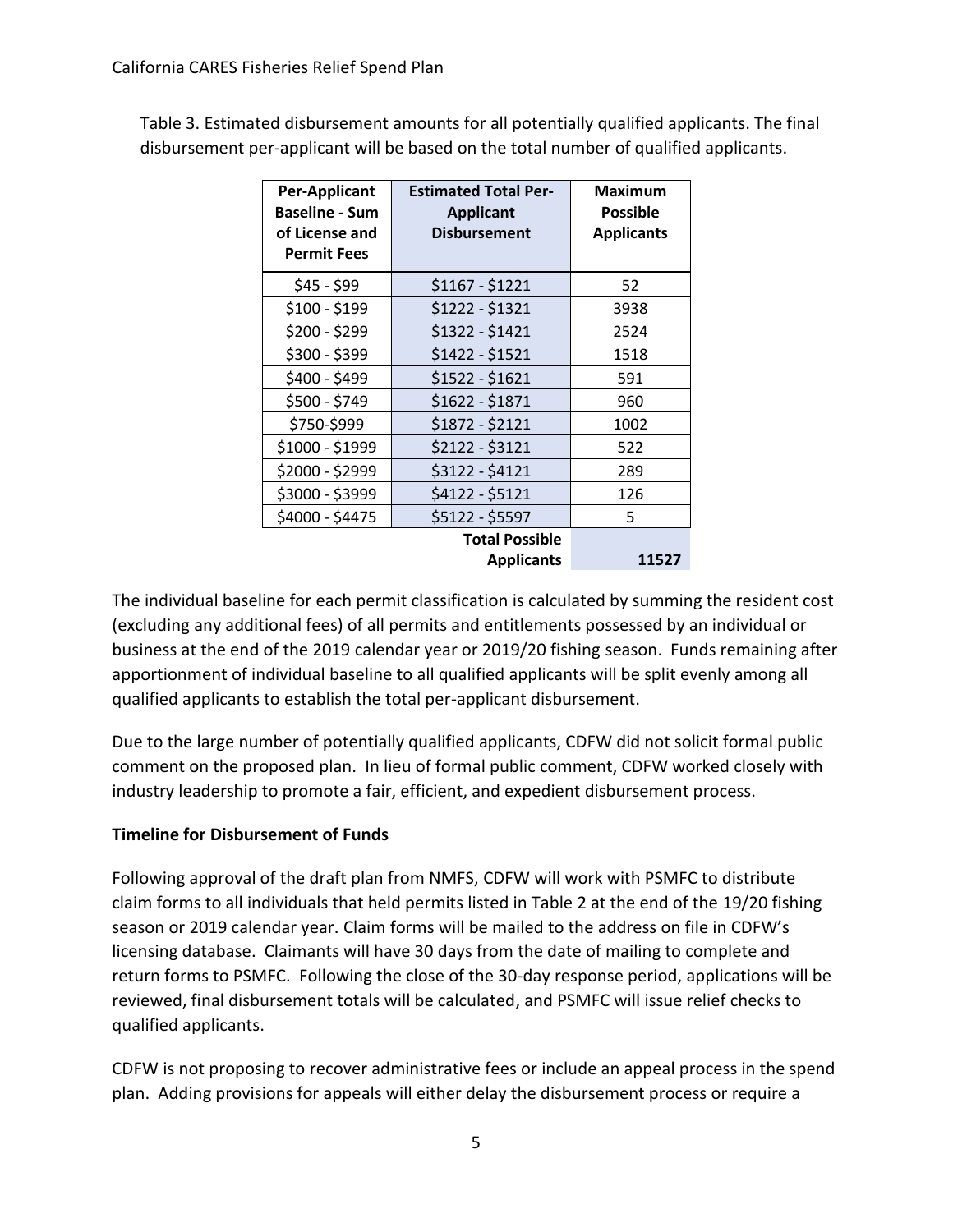Table 3. Estimated disbursement amounts for all potentially qualified applicants. The final disbursement per-applicant will be based on the total number of qualified applicants.

| Per-Applicant Baseline - Sum of License and Permit Fees | Estimated Total Per-Applicant Disbursement | Maximum Possible Applicants |
|---|---|---|
| $45 - $99 | $1167 - $1221 | 52 |
| $100 - $199 | $1222 - $1321 | 3938 |
| $200 - $299 | $1322 - $1421 | 2524 |
| $300 - $399 | $1422 - $1521 | 1518 |
| $400 - $499 | $1522 - $1621 | 591 |
| $500 - $749 | $1622 - $1871 | 960 |
| $750-$999 | $1872 - $2121 | 1002 |
| $1000 - $1999 | $2122 - $3121 | 522 |
| $2000 - $2999 | $3122 - $4121 | 289 |
| $3000 - $3999 | $4122 - $5121 | 126 |
| $4000 - $4475 | $5122 - $5597 | 5 |
| | **Total Possible Applicants** | **11527** |

The individual baseline for each permit classification is calculated by summing the resident cost (excluding any additional fees) of all permits and entitlements possessed by an individual or business at the end of the 2019 calendar year or 2019/20 fishing season. Funds remaining after apportionment of individual baseline to all qualified applicants will be split evenly among all qualified applicants to establish the total per-applicant disbursement.

Due to the large number of potentially qualified applicants, CDFW did not solicit formal public comment on the proposed plan. In lieu of formal public comment, CDFW worked closely with industry leadership to promote a fair, efficient, and expedient disbursement process.

**Timeline for Disbursement of Funds**

Following approval of the draft plan from NMFS, CDFW will work with PSMFC to distribute claim forms to all individuals that held permits listed in Table 2 at the end of the 19/20 fishing season or 2019 calendar year. Claim forms will be mailed to the address on file in CDFW's licensing database. Claimants will have 30 days from the date of mailing to complete and return forms to PSMFC. Following the close of the 30-day response period, applications will be reviewed, final disbursement totals will be calculated, and PSMFC will issue relief checks to qualified applicants.

CDFW is not proposing to recover administrative fees or include an appeal process in the spend plan. Adding provisions for appeals will either delay the disbursement process or require a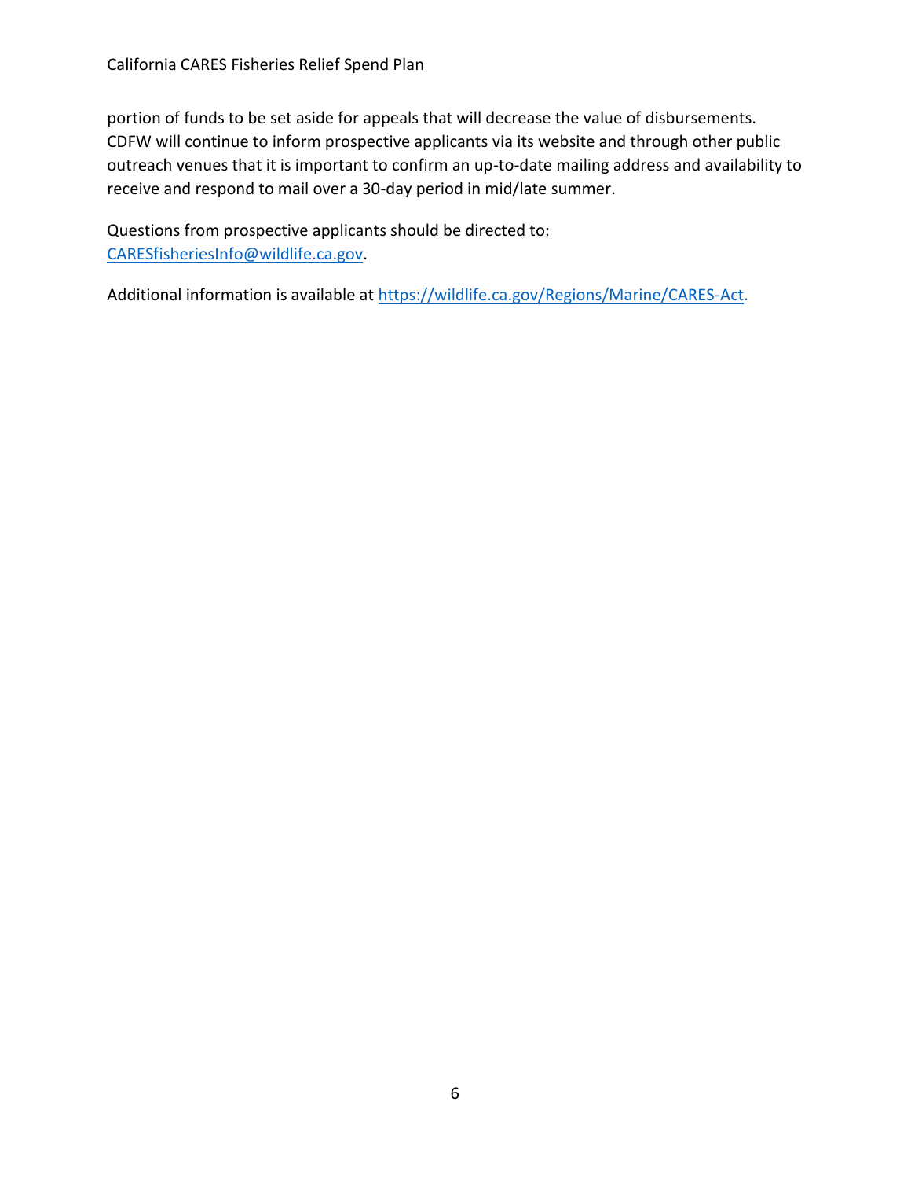portion of funds to be set aside for appeals that will decrease the value of disbursements. CDFW will continue to inform prospective applicants via its website and through other public outreach venues that it is important to confirm an up-to-date mailing address and availability to receive and respond to mail over a 30-day period in mid/late summer.

Questions from prospective applicants should be directed to: CARESfisheriesInfo@wildlife.ca.gov.

Additional information is available at https://wildlife.ca.gov/Regions/Marine/CARES-Act.